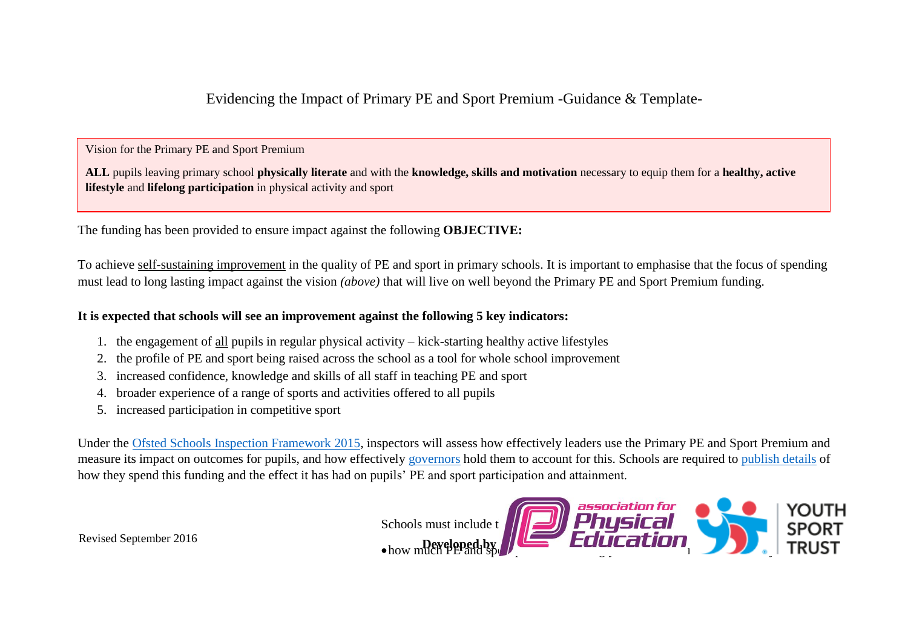# Evidencing the Impact of Primary PE and Sport Premium -Guidance & Template-

Vision for the Primary PE and Sport Premium

**ALL** pupils leaving primary school **physically literate** and with the **knowledge, skills and motivation** necessary to equip them for a **healthy, active lifestyle** and **lifelong participation** in physical activity and sport

The funding has been provided to ensure impact against the following **OBJECTIVE:**

To achieve self-sustaining improvement in the quality of PE and sport in primary schools. It is important to emphasise that the focus of spending must lead to long lasting impact against the vision *(above)* that will live on well beyond the Primary PE and Sport Premium funding.

**It is expected that schools will see an improvement against the following 5 key indicators:**

1. the engagement of all pupils in regular physical activity – kick-starting healthy active lifestyles
2. the profile of PE and sport being raised across the school as a tool for whole school improvement
3. increased confidence, knowledge and skills of all staff in teaching PE and sport
4. broader experience of a range of sports and activities offered to all pupils
5. increased participation in competitive sport

Under the [Ofsted Schools Inspection Framework 2015](), inspectors will assess how effectively leaders use the Primary PE and Sport Premium and measure its impact on outcomes for pupils, and how effectively [governors]() hold them to account for this. Schools are required to [publish details]() of how they spend this funding and the effect it has had on pupils' PE and sport participation and attainment.

Schools must include t

- how much PE and sp

Revised September 2016

**Developed by**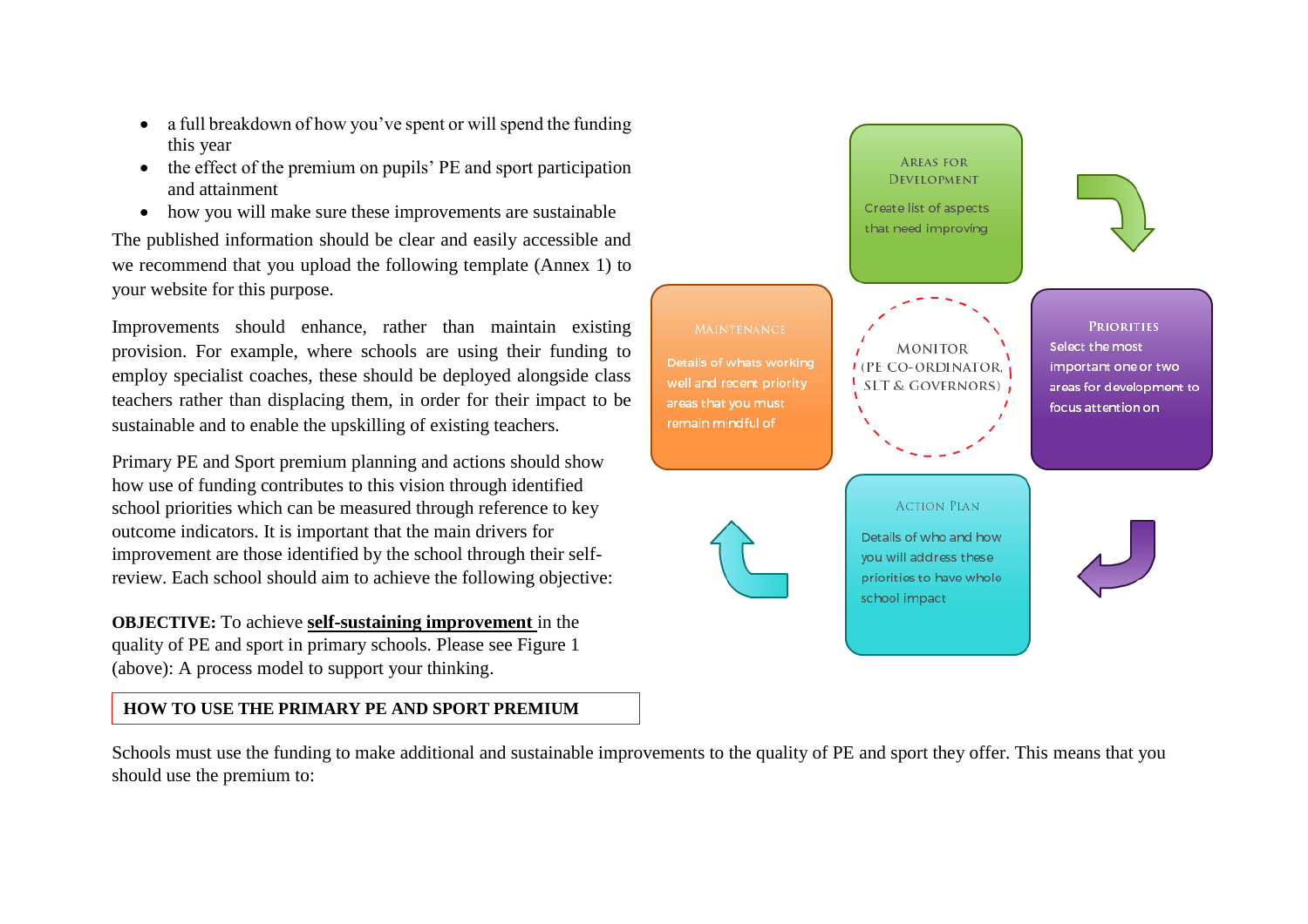- a full breakdown of how you've spent or will spend the funding this year
- the effect of the premium on pupils' PE and sport participation and attainment
- how you will make sure these improvements are sustainable

The published information should be clear and easily accessible and we recommend that you upload the following template (Annex 1) to your website for this purpose.

Improvements should enhance, rather than maintain existing provision. For example, where schools are using their funding to employ specialist coaches, these should be deployed alongside class teachers rather than displacing them, in order for their impact to be sustainable and to enable the upskilling of existing teachers.

Primary PE and Sport premium planning and actions should show how use of funding contributes to this vision through identified school priorities which can be measured through reference to key outcome indicators. It is important that the main drivers for improvement are those identified by the school through their self-review. Each school should aim to achieve the following objective:

**OBJECTIVE:** To achieve **self-sustaining improvement** in the quality of PE and sport in primary schools. Please see Figure 1 (above): A process model to support your thinking.

**Areas for Development**
Create list of aspects that need improving

**Priorities**
Select the most important one or two areas for development to focus attention on

**Action Plan**
Details of who and how you will address these priorities to have whole school impact

**Maintenance**
Details of whats working well and recent priority areas that you must remain mindful of

**Monitor**
(PE Co-ordinator, SLT & Governors)

## HOW TO USE THE PRIMARY PE AND SPORT PREMIUM

Schools must use the funding to make additional and sustainable improvements to the quality of PE and sport they offer. This means that you should use the premium to: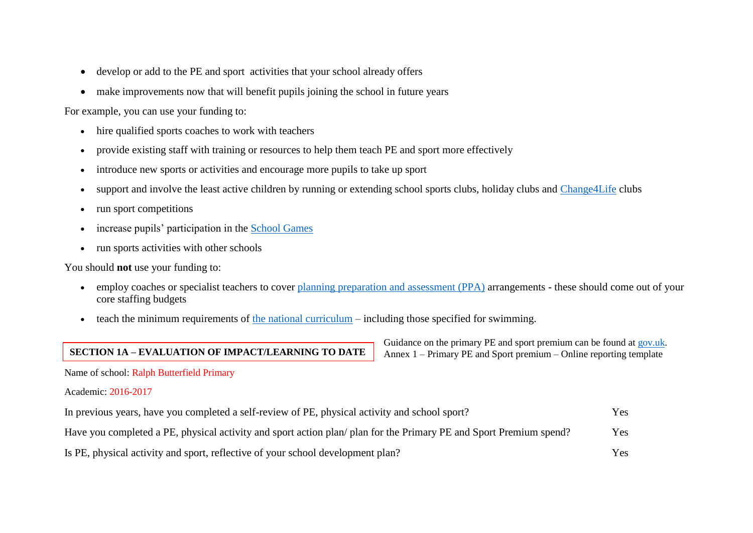- develop or add to the PE and sport activities that your school already offers
- make improvements now that will benefit pupils joining the school in future years

For example, you can use your funding to:

- hire qualified sports coaches to work with teachers
- provide existing staff with training or resources to help them teach PE and sport more effectively
- introduce new sports or activities and encourage more pupils to take up sport
- support and involve the least active children by running or extending school sports clubs, holiday clubs and Change4Life clubs
- run sport competitions
- increase pupils' participation in the School Games
- run sports activities with other schools

You should **not** use your funding to:

- employ coaches or specialist teachers to cover planning preparation and assessment (PPA) arrangements - these should come out of your core staffing budgets
- teach the minimum requirements of the national curriculum – including those specified for swimming.

## SECTION 1A – EVALUATION OF IMPACT/LEARNING TO DATE

Guidance on the primary PE and sport premium can be found at gov.uk.
Annex 1 – Primary PE and Sport premium – Online reporting template

Name of school: Ralph Butterfield Primary

Academic: 2016-2017

| | |
|---|---|
| In previous years, have you completed a self-review of PE, physical activity and school sport? | Yes |
| Have you completed a PE, physical activity and sport action plan/ plan for the Primary PE and Sport Premium spend? | Yes |
| Is PE, physical activity and sport, reflective of your school development plan? | Yes |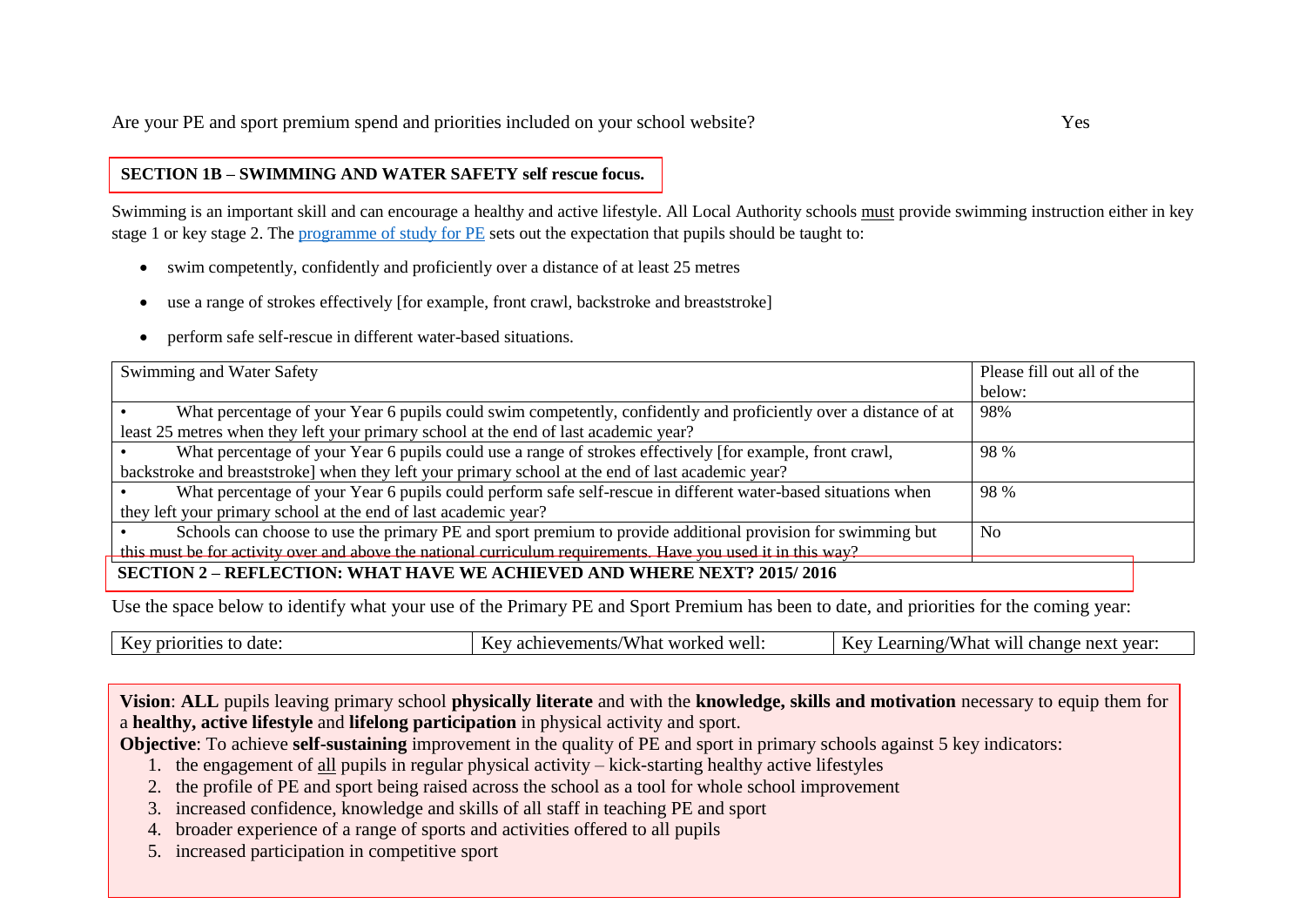Are your PE and sport premium spend and priorities included on your school website? Yes

## SECTION 1B – SWIMMING AND WATER SAFETY self rescue focus.

Swimming is an important skill and can encourage a healthy and active lifestyle. All Local Authority schools must provide swimming instruction either in key stage 1 or key stage 2. The programme of study for PE sets out the expectation that pupils should be taught to:

- swim competently, confidently and proficiently over a distance of at least 25 metres
- use a range of strokes effectively [for example, front crawl, backstroke and breaststroke]
- perform safe self-rescue in different water-based situations.

| Swimming and Water Safety | Please fill out all of the below: |
|---|---|
| • What percentage of your Year 6 pupils could swim competently, confidently and proficiently over a distance of at least 25 metres when they left your primary school at the end of last academic year? | 98% |
| • What percentage of your Year 6 pupils could use a range of strokes effectively [for example, front crawl, backstroke and breaststroke] when they left your primary school at the end of last academic year? | 98 % |
| • What percentage of your Year 6 pupils could perform safe self-rescue in different water-based situations when they left your primary school at the end of last academic year? | 98 % |
| • Schools can choose to use the primary PE and sport premium to provide additional provision for swimming but this must be for activity over and above the national curriculum requirements. Have you used it in this way? | No |

## SECTION 2 – REFLECTION: WHAT HAVE WE ACHIEVED AND WHERE NEXT? 2015/ 2016

Use the space below to identify what your use of the Primary PE and Sport Premium has been to date, and priorities for the coming year:

| Key priorities to date: | Key achievements/What worked well: | Key Learning/What will change next year: |
|---|---|---|

**Vision**: **ALL** pupils leaving primary school **physically literate** and with the **knowledge, skills and motivation** necessary to equip them for a **healthy, active lifestyle** and **lifelong participation** in physical activity and sport.

**Objective**: To achieve **self-sustaining** improvement in the quality of PE and sport in primary schools against 5 key indicators:

1. the engagement of all pupils in regular physical activity – kick-starting healthy active lifestyles
2. the profile of PE and sport being raised across the school as a tool for whole school improvement
3. increased confidence, knowledge and skills of all staff in teaching PE and sport
4. broader experience of a range of sports and activities offered to all pupils
5. increased participation in competitive sport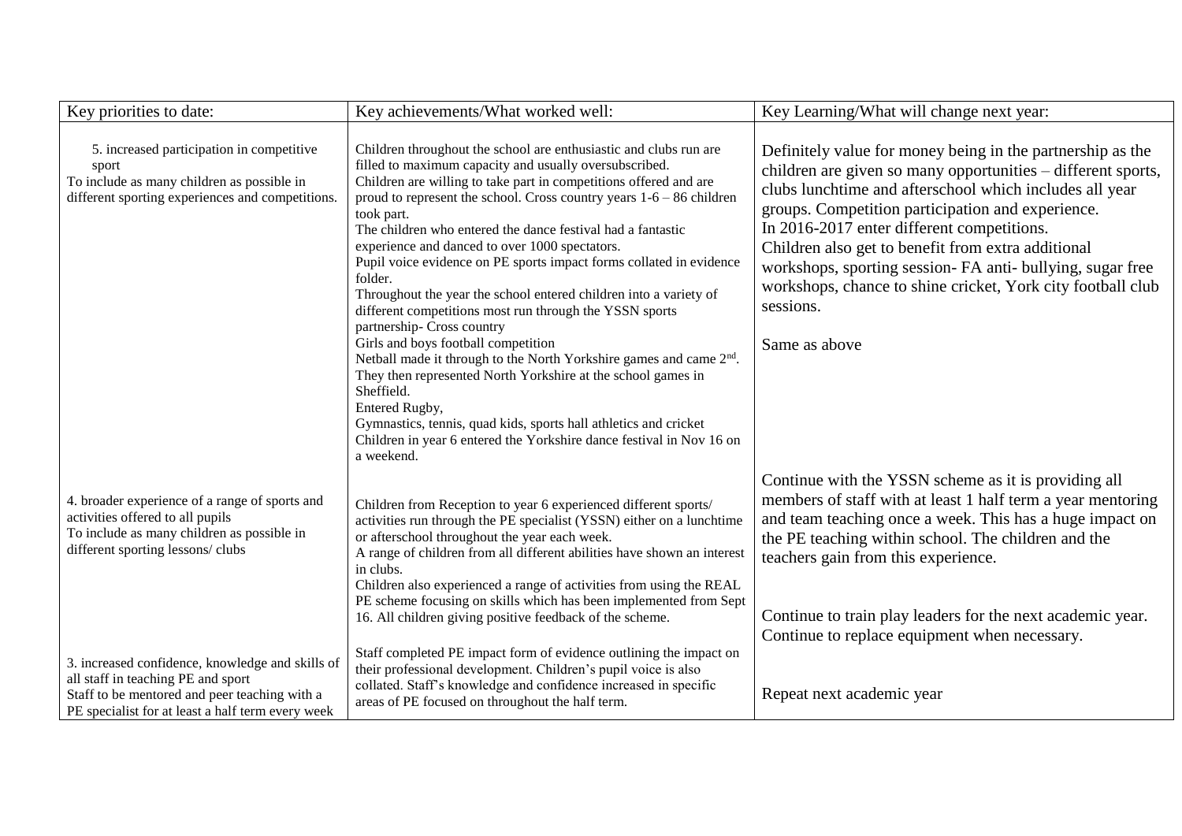| Key priorities to date: | Key achievements/What worked well: | Key Learning/What will change next year: |
| --- | --- | --- |
| 5. increased participation in competitive sport<br>To include as many children as possible in different sporting experiences and competitions. | Children throughout the school are enthusiastic and clubs run are filled to maximum capacity and usually oversubscribed.<br>Children are willing to take part in competitions offered and are proud to represent the school. Cross country years 1-6 – 86 children took part.<br>The children who entered the dance festival had a fantastic experience and danced to over 1000 spectators.<br>Pupil voice evidence on PE sports impact forms collated in evidence folder.<br>Throughout the year the school entered children into a variety of different competitions most run through the YSSN sports partnership- Cross country<br>Girls and boys football competition<br>Netball made it through to the North Yorkshire games and came 2nd. They then represented North Yorkshire at the school games in Sheffield.<br>Entered Rugby,<br>Gymnastics, tennis, quad kids, sports hall athletics and cricket<br>Children in year 6 entered the Yorkshire dance festival in Nov 16 on a weekend. | Definitely value for money being in the partnership as the children are given so many opportunities – different sports, clubs lunchtime and afterschool which includes all year groups. Competition participation and experience.<br>In 2016-2017 enter different competitions.<br>Children also get to benefit from extra additional workshops, sporting session- FA anti- bullying, sugar free workshops, chance to shine cricket, York city football club sessions.<br><br>Same as above |
| 4. broader experience of a range of sports and activities offered to all pupils<br>To include as many children as possible in different sporting lessons/ clubs | Children from Reception to year 6 experienced different sports/ activities run through the PE specialist (YSSN) either on a lunchtime or afterschool throughout the year each week.<br>A range of children from all different abilities have shown an interest in clubs.<br>Children also experienced a range of activities from using the REAL PE scheme focusing on skills which has been implemented from Sept 16. All children giving positive feedback of the scheme. | Continue with the YSSN scheme as it is providing all members of staff with at least 1 half term a year mentoring and team teaching once a week. This has a huge impact on the PE teaching within school. The children and the teachers gain from this experience.<br><br>Continue to train play leaders for the next academic year.<br>Continue to replace equipment when necessary. |
| 3. increased confidence, knowledge and skills of all staff in teaching PE and sport<br>Staff to be mentored and peer teaching with a PE specialist for at least a half term every week | Staff completed PE impact form of evidence outlining the impact on their professional development. Children's pupil voice is also collated. Staff's knowledge and confidence increased in specific areas of PE focused on throughout the half term. | Repeat next academic year |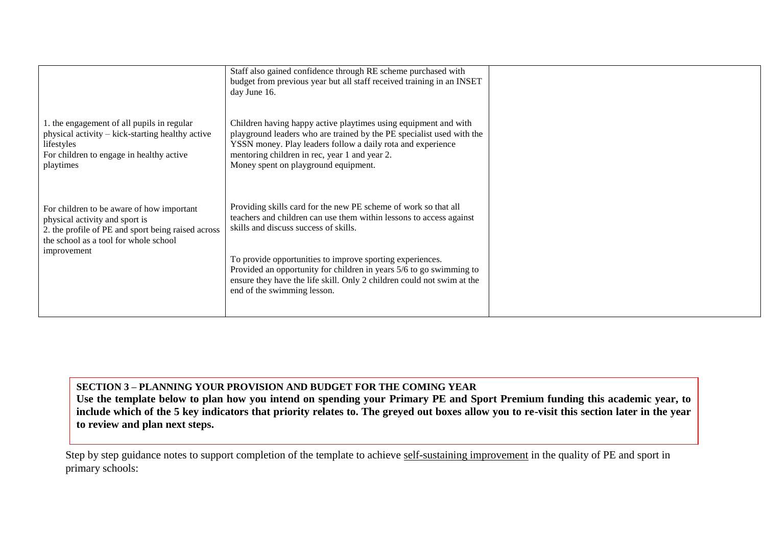| | | |
|---|---|---|
| | Staff also gained confidence through RE scheme purchased with budget from previous year but all staff received training in an INSET day June 16. | |
| 1. the engagement of all pupils in regular physical activity – kick-starting healthy active lifestyles<br>For children to engage in healthy active playtimes | Children having happy active playtimes using equipment and with playground leaders who are trained by the PE specialist used with the YSSN money. Play leaders follow a daily rota and experience mentoring children in rec, year 1 and year 2.<br>Money spent on playground equipment. | |
| For children to be aware of how important physical activity and sport is<br>2. the profile of PE and sport being raised across the school as a tool for whole school improvement | Providing skills card for the new PE scheme of work so that all teachers and children can use them within lessons to access against skills and discuss success of skills.<br><br>To provide opportunities to improve sporting experiences.<br>Provided an opportunity for children in years 5/6 to go swimming to ensure they have the life skill. Only 2 children could not swim at the end of the swimming lesson. | |

**SECTION 3 – PLANNING YOUR PROVISION AND BUDGET FOR THE COMING YEAR**
**Use the template below to plan how you intend on spending your Primary PE and Sport Premium funding this academic year, to include which of the 5 key indicators that priority relates to. The greyed out boxes allow you to re-visit this section later in the year to review and plan next steps.**

Step by step guidance notes to support completion of the template to achieve self-sustaining improvement in the quality of PE and sport in primary schools: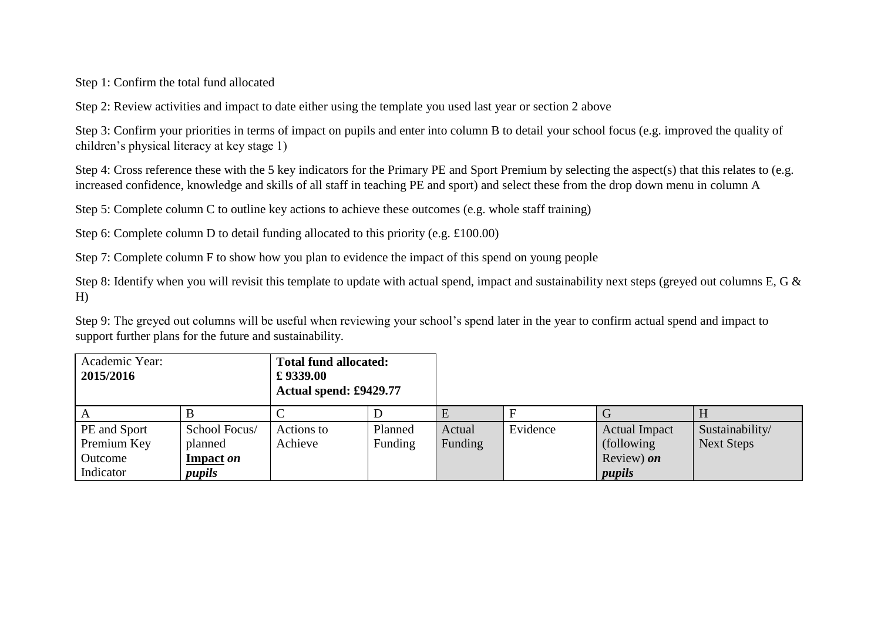Step 1: Confirm the total fund allocated

Step 2: Review activities and impact to date either using the template you used last year or section 2 above

Step 3: Confirm your priorities in terms of impact on pupils and enter into column B to detail your school focus (e.g. improved the quality of children's physical literacy at key stage 1)

Step 4: Cross reference these with the 5 key indicators for the Primary PE and Sport Premium by selecting the aspect(s) that this relates to (e.g. increased confidence, knowledge and skills of all staff in teaching PE and sport) and select these from the drop down menu in column A

Step 5: Complete column C to outline key actions to achieve these outcomes (e.g. whole staff training)

Step 6: Complete column D to detail funding allocated to this priority (e.g. £100.00)

Step 7: Complete column F to show how you plan to evidence the impact of this spend on young people

Step 8: Identify when you will revisit this template to update with actual spend, impact and sustainability next steps (greyed out columns E, G & H)

Step 9: The greyed out columns will be useful when reviewing your school's spend later in the year to confirm actual spend and impact to support further plans for the future and sustainability.

| Academic Year: **2015/2016** | | **Total fund allocated: £ 9339.00 Actual spend: £9429.77** | | | | | |
|---|---|---|---|---|---|---|---|
| A | B | C | D | E | F | G | H |
| PE and Sport Premium Key Outcome Indicator | School Focus/ planned **Impact** ***on pupils*** | Actions to Achieve | Planned Funding | Actual Funding | Evidence | Actual Impact (following Review) ***on pupils*** | Sustainability/ Next Steps |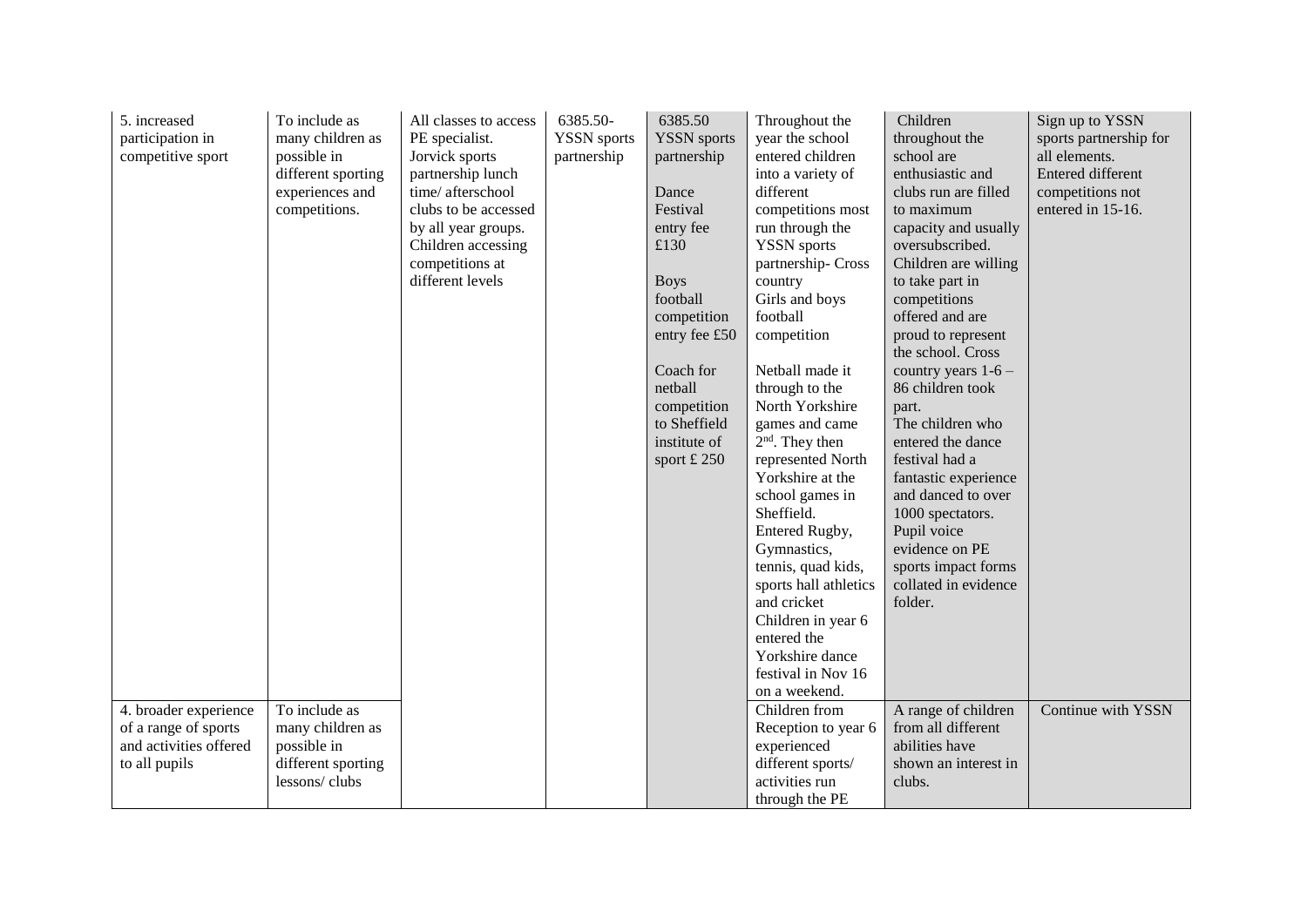| | | | | | | | |
|---|---|---|---|---|---|---|---|
| 5. increased participation in competitive sport | To include as many children as possible in different sporting experiences and competitions. | All classes to access PE specialist. Jorvick sports partnership lunch time/ afterschool clubs to be accessed by all year groups. Children accessing competitions at different levels | 6385.50- YSSN sports partnership | 6385.50 YSSN sports partnership<br><br>Dance Festival entry fee £130<br><br>Boys football competition entry fee £50<br><br>Coach for netball competition to Sheffield institute of sport £ 250 | Throughout the year the school entered children into a variety of different competitions most run through the YSSN sports partnership- Cross country<br>Girls and boys football competition<br><br>Netball made it through to the North Yorkshire games and came 2nd. They then represented North Yorkshire at the school games in Sheffield.<br>Entered Rugby, Gymnastics, tennis, quad kids, sports hall athletics and cricket<br>Children in year 6 entered the Yorkshire dance festival in Nov 16 on a weekend. | Children throughout the school are enthusiastic and clubs run are filled to maximum capacity and usually oversubscribed. Children are willing to take part in competitions offered and are proud to represent the school. Cross country years 1-6 – 86 children took part.<br>The children who entered the dance festival had a fantastic experience and danced to over 1000 spectators.<br>Pupil voice evidence on PE sports impact forms collated in evidence folder. | Sign up to YSSN sports partnership for all elements.<br>Entered different competitions not entered in 15-16. |
| 4. broader experience of a range of sports and activities offered to all pupils | To include as many children as possible in different sporting lessons/ clubs | | | | Children from Reception to year 6 experienced different sports/ activities run through the PE | A range of children from all different abilities have shown an interest in clubs. | Continue with YSSN |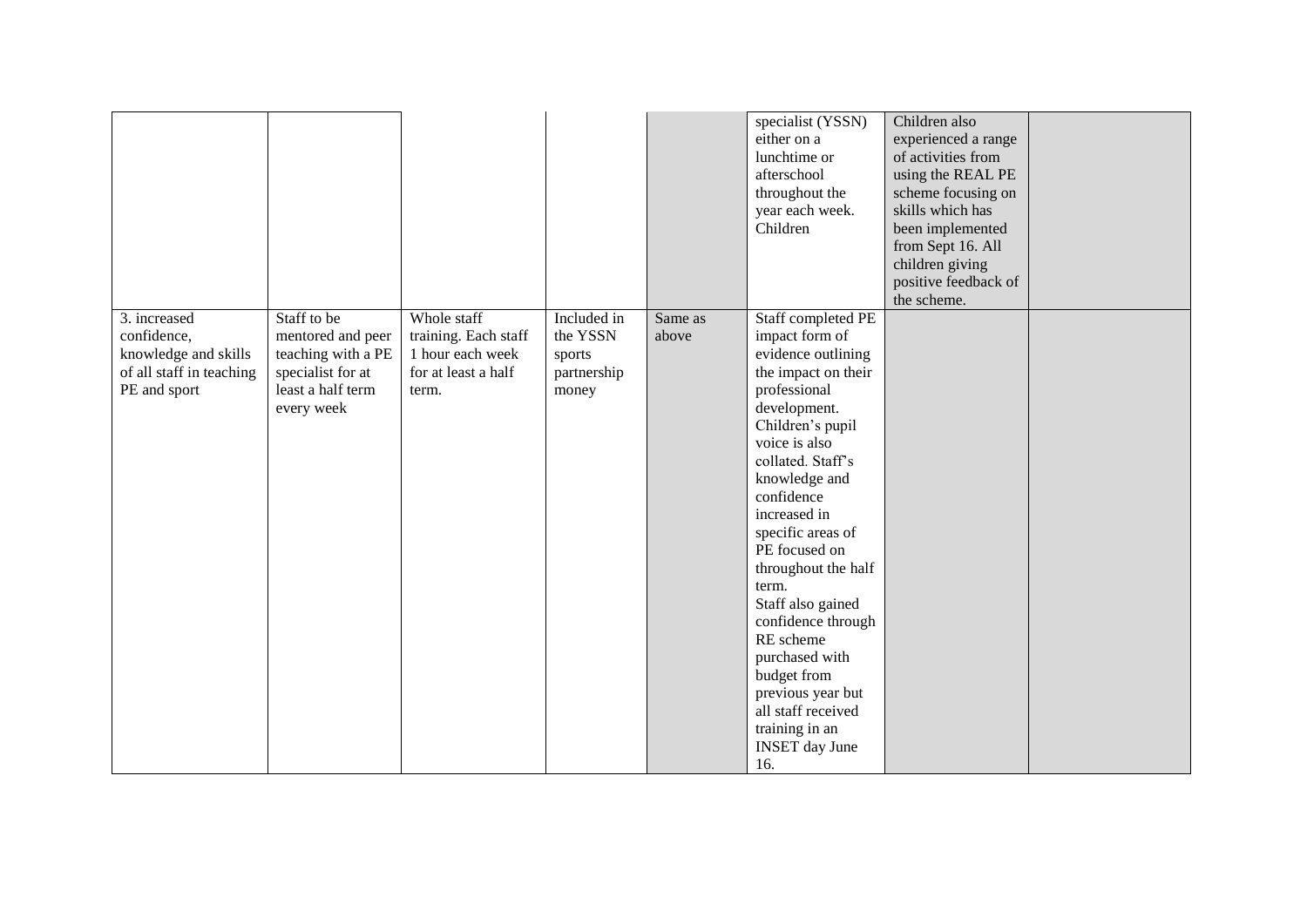| | | | | | | | |
|---|---|---|---|---|---|---|---|
| | | | | | specialist (YSSN) either on a lunchtime or afterschool throughout the year each week. Children | Children also experienced a range of activities from using the REAL PE scheme focusing on skills which has been implemented from Sept 16. All children giving positive feedback of the scheme. | |
| 3. increased confidence, knowledge and skills of all staff in teaching PE and sport | Staff to be mentored and peer teaching with a PE specialist for at least a half term every week | Whole staff training. Each staff 1 hour each week for at least a half term. | Included in the YSSN sports partnership money | Same as above | Staff completed PE impact form of evidence outlining the impact on their professional development. Children's pupil voice is also collated. Staff's knowledge and confidence increased in specific areas of PE focused on throughout the half term. Staff also gained confidence through RE scheme purchased with budget from previous year but all staff received training in an INSET day June 16. | | |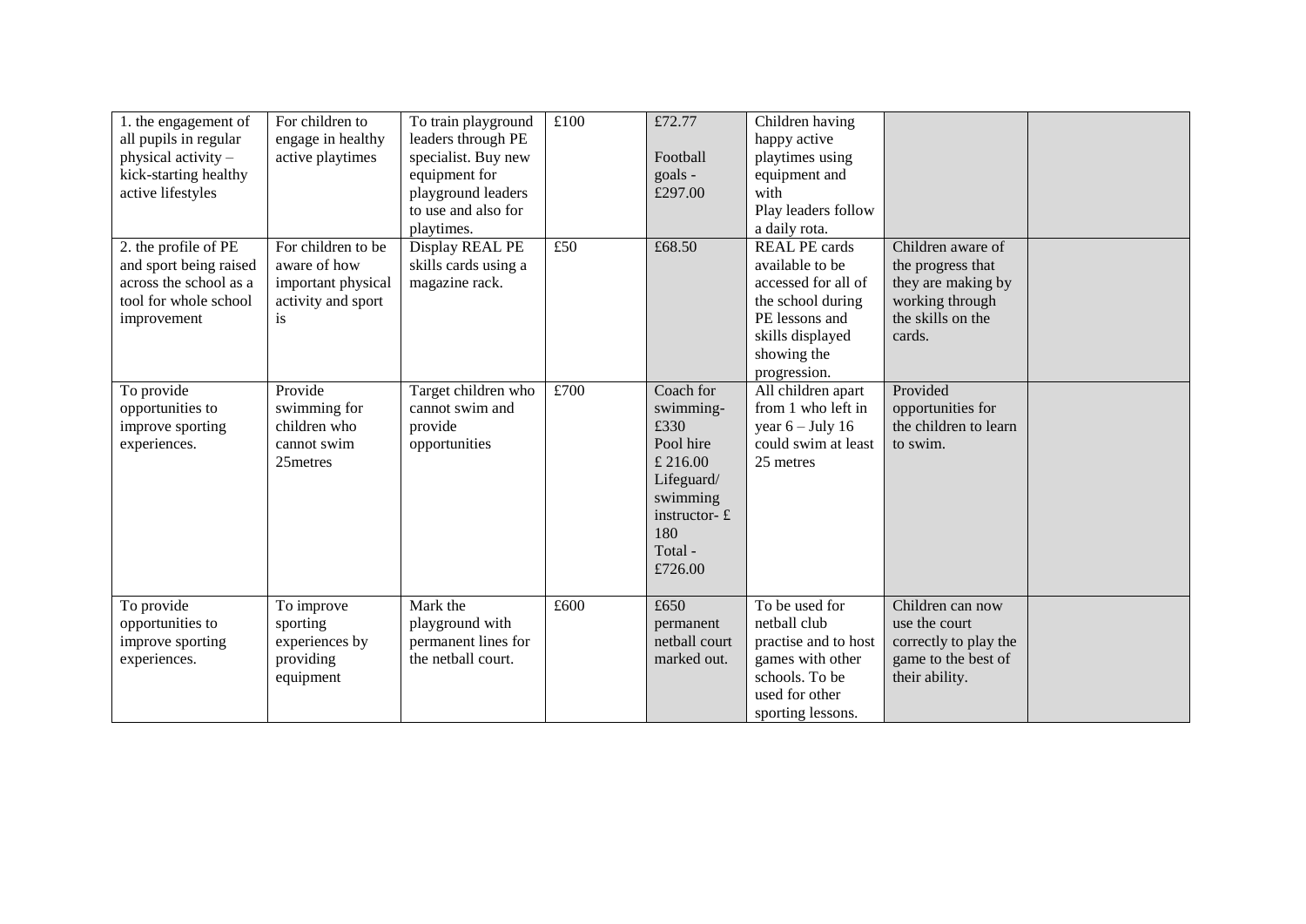| | | | | | | | |
|---|---|---|---|---|---|---|---|
| 1. the engagement of all pupils in regular physical activity – kick-starting healthy active lifestyles | For children to engage in healthy active playtimes | To train playground leaders through PE specialist. Buy new equipment for playground leaders to use and also for playtimes. | £100 | £72.77<br><br>Football goals - £297.00 | Children having happy active playtimes using equipment and with Play leaders follow a daily rota. | | |
| 2. the profile of PE and sport being raised across the school as a tool for whole school improvement | For children to be aware of how important physical activity and sport is | Display REAL PE skills cards using a magazine rack. | £50 | £68.50 | REAL PE cards available to be accessed for all of the school during PE lessons and skills displayed showing the progression. | Children aware of the progress that they are making by working through the skills on the cards. | |
| To provide opportunities to improve sporting experiences. | Provide swimming for children who cannot swim 25metres | Target children who cannot swim and provide opportunities | £700 | Coach for swimming- £330<br>Pool hire £ 216.00<br>Lifeguard/ swimming instructor- £ 180<br>Total - £726.00 | All children apart from 1 who left in year 6 – July 16 could swim at least 25 metres | Provided opportunities for the children to learn to swim. | |
| To provide opportunities to improve sporting experiences. | To improve sporting experiences by providing equipment | Mark the playground with permanent lines for the netball court. | £600 | £650 permanent netball court marked out. | To be used for netball club practise and to host games with other schools. To be used for other sporting lessons. | Children can now use the court correctly to play the game to the best of their ability. | |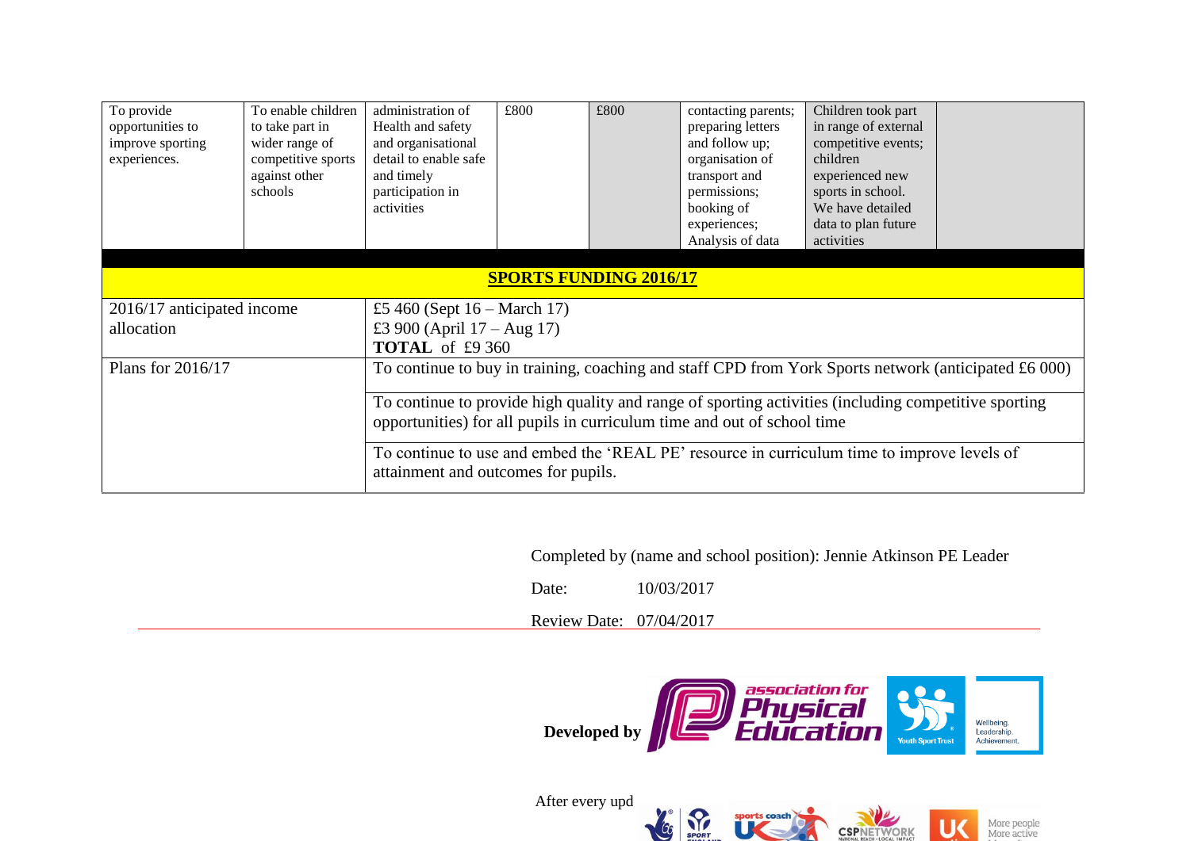| | | | | | | | |
|---|---|---|---|---|---|---|---|
| To provide opportunities to improve sporting experiences. | To enable children to take part in wider range of competitive sports against other schools | administration of Health and safety and organisational detail to enable safe and timely participation in activities | £800 | £800 | contacting parents; preparing letters and follow up; organisation of transport and permissions; booking of experiences; Analysis of data | Children took part in range of external competitive events; children experienced new sports in school. We have detailed data to plan future activities | |

| **SPORTS FUNDING 2016/17** | |
|---|---|
| 2016/17 anticipated income allocation | £5 460 (Sept 16 – March 17)<br>£3 900 (April 17 – Aug 17)<br>**TOTAL** of £9 360 |
| Plans for 2016/17 | To continue to buy in training, coaching and staff CPD from York Sports network (anticipated £6 000) |
| | To continue to provide high quality and range of sporting activities (including competitive sporting opportunities) for all pupils in curriculum time and out of school time |
| | To continue to use and embed the 'REAL PE' resource in curriculum time to improve levels of attainment and outcomes for pupils. |

Completed by (name and school position): Jennie Atkinson PE Leader

Date: 10/03/2017

Review Date: 07/04/2017

**Developed by**

After every upd